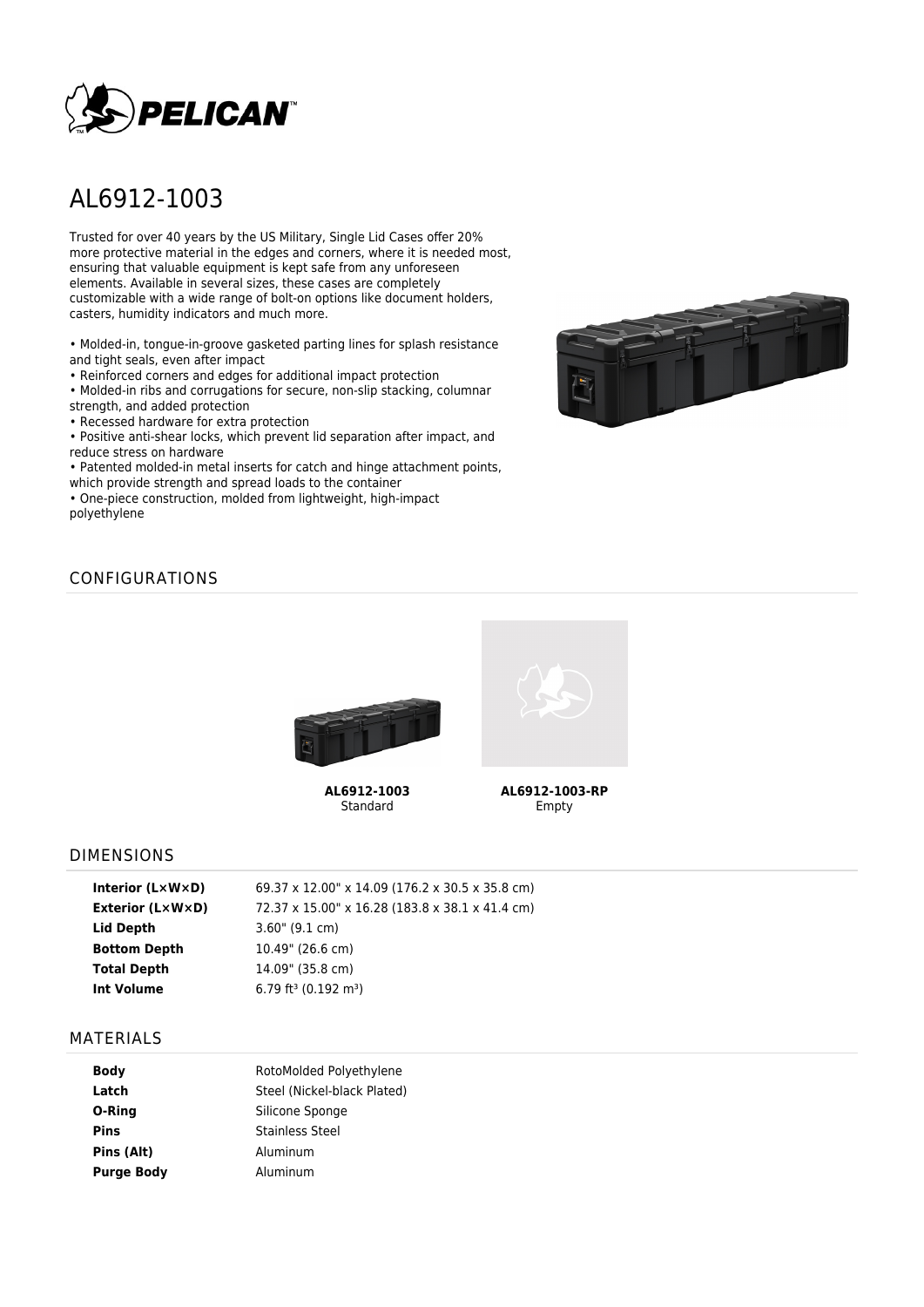# AL6912-1003

Trusted for over 40 years by the US Military, Single Lid Cases offer 20% more protective material in the edges and corners, where it is needed most, ensuring that valuable equipment is kept safe from any unforeseen elements. Available in several sizes, these cases are completely customizable with a wide range of bolt-on options like document holders, casters, humidity indicators and much more.

- Molded-in, tongue-in-groove gasketed parting lines for splash resistance and tight seals, even after impact
- Reinforced corners and edges for additional impact protection
- Molded-in ribs and corrugations for secure, non-slip stacking, columnar strength, and added protection
- Recessed hardware for extra protection
- Positive anti-shear locks, which prevent lid separation after impact, and reduce stress on hardware
- Patented molded-in metal inserts for catch and hinge attachment points, which provide strength and spread loads to the container
- One-piece construction, molded from lightweight, high-impact polyethylene

## CONFIGURATIONS

**AL6912-1003**
Standard

**AL6912-1003-RP**
Empty

## DIMENSIONS

| | |
|---|---|
| **Interior (L×W×D)** | 69.37 x 12.00" x 14.09 (176.2 x 30.5 x 35.8 cm) |
| **Exterior (L×W×D)** | 72.37 x 15.00" x 16.28 (183.8 x 38.1 x 41.4 cm) |
| **Lid Depth** | 3.60" (9.1 cm) |
| **Bottom Depth** | 10.49" (26.6 cm) |
| **Total Depth** | 14.09" (35.8 cm) |
| **Int Volume** | 6.79 ft³ (0.192 m³) |

## MATERIALS

| | |
|---|---|
| **Body** | RotoMolded Polyethylene |
| **Latch** | Steel (Nickel-black Plated) |
| **O-Ring** | Silicone Sponge |
| **Pins** | Stainless Steel |
| **Pins (Alt)** | Aluminum |
| **Purge Body** | Aluminum |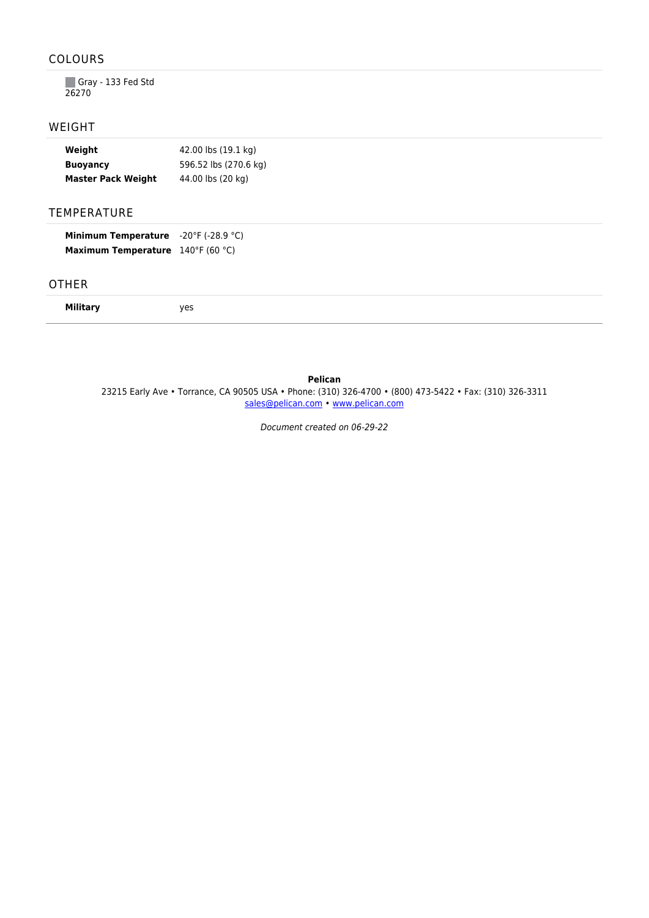## COLOURS

Gray - 133 Fed Std 26270

## WEIGHT

| | |
|---|---|
| **Weight** | 42.00 lbs (19.1 kg) |
| **Buoyancy** | 596.52 lbs (270.6 kg) |
| **Master Pack Weight** | 44.00 lbs (20 kg) |

## TEMPERATURE

| | |
|---|---|
| **Minimum Temperature** | -20°F (-28.9 °C) |
| **Maximum Temperature** | 140°F (60 °C) |

## OTHER

| | |
|---|---|
| **Military** | yes |

**Pelican**

23215 Early Ave • Torrance, CA 90505 USA • Phone: (310) 326-4700 • (800) 473-5422 • Fax: (310) 326-3311

sales@pelican.com • www.pelican.com

*Document created on 06-29-22*